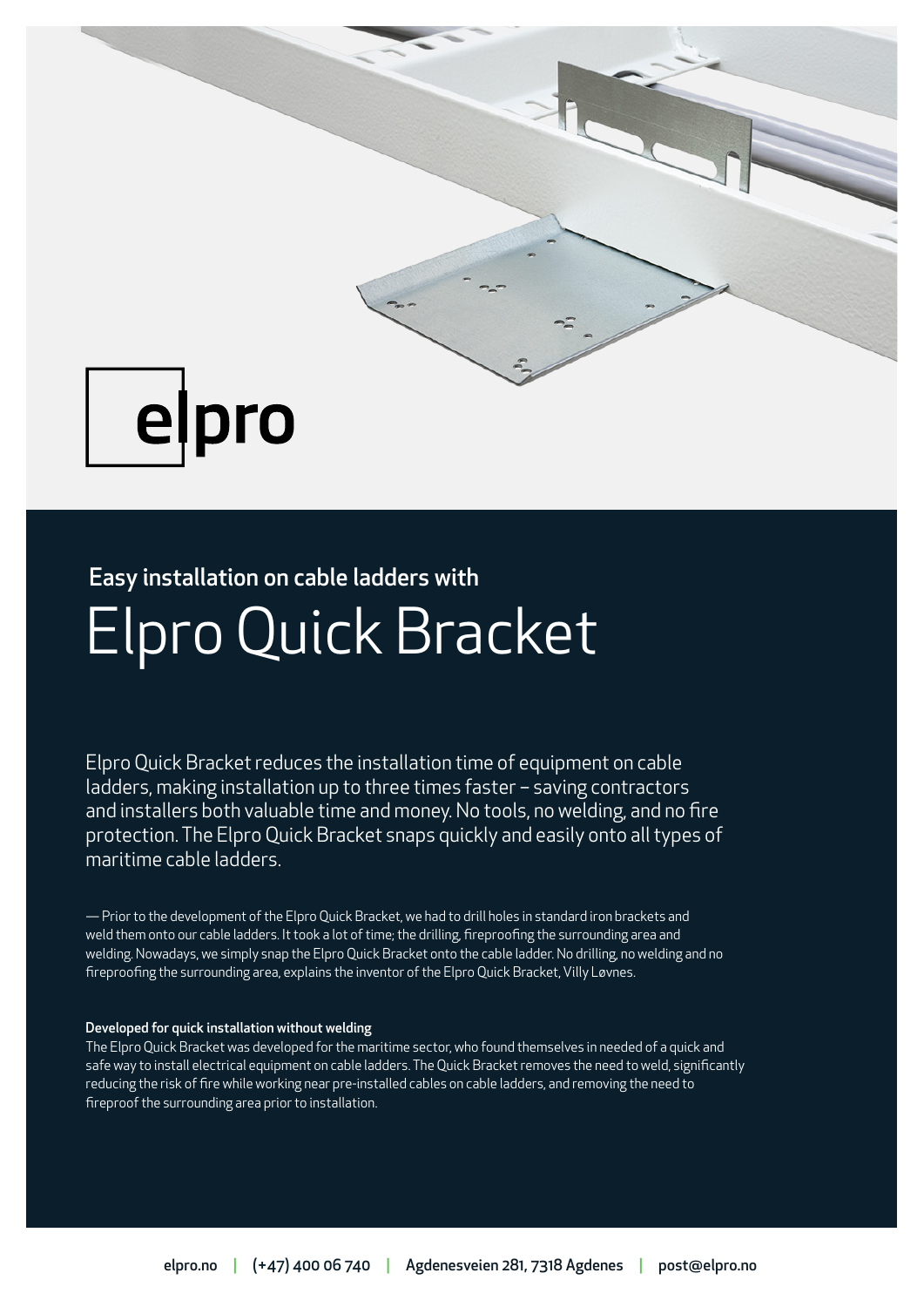elpro

Easy installation on cable ladders with

# Elpro Quick Bracket

Elpro Quick Bracket reduces the installation time of equipment on cable ladders, making installation up to three times faster – saving contractors and installers both valuable time and money. No tools, no welding, and no fire protection. The Elpro Quick Bracket snaps quickly and easily onto all types of maritime cable ladders.

— Prior to the development of the Elpro Quick Bracket, we had to drill holes in standard iron brackets and weld them onto our cable ladders. It took a lot of time; the drilling, fireproofing the surrounding area and welding. Nowadays, we simply snap the Elpro Quick Bracket onto the cable ladder. No drilling, no welding and no fireproofing the surrounding area, explains the inventor of the Elpro Quick Bracket, Villy Løvnes.

**Developed for quick installation without welding**

The Elpro Quick Bracket was developed for the maritime sector, who found themselves in needed of a quick and safe way to install electrical equipment on cable ladders. The Quick Bracket removes the need to weld, significantly reducing the risk of fire while working near pre-installed cables on cable ladders, and removing the need to fireproof the surrounding area prior to installation.

elpro.no | (+47) 400 06 740 | Agdenesveien 281, 7318 Agdenes | post@elpro.no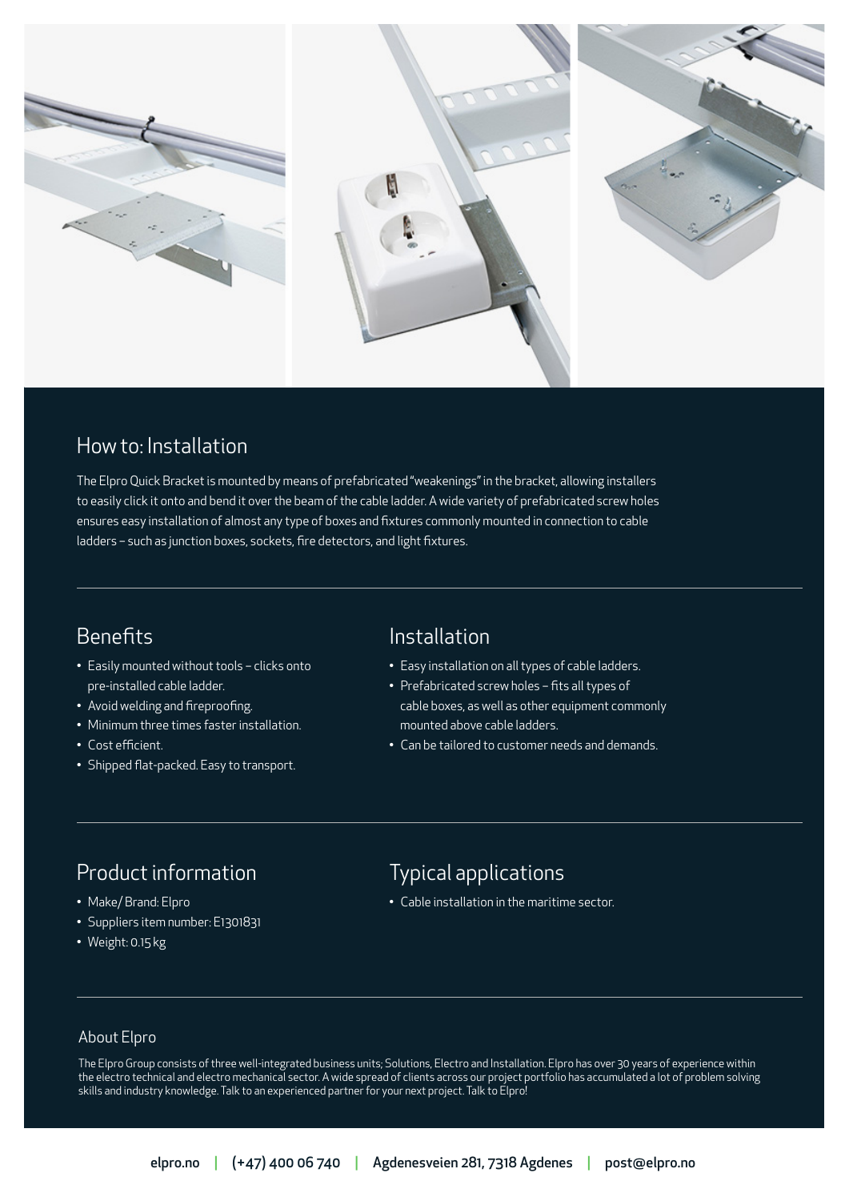## How to: Installation

The Elpro Quick Bracket is mounted by means of prefabricated "weakenings" in the bracket, allowing installers to easily click it onto and bend it over the beam of the cable ladder. A wide variety of prefabricated screw holes ensures easy installation of almost any type of boxes and fixtures commonly mounted in connection to cable ladders – such as junction boxes, sockets, fire detectors, and light fixtures.

## Benefits

- Easily mounted without tools – clicks onto pre-installed cable ladder.
- Avoid welding and fireproofing.
- Minimum three times faster installation.
- Cost efficient.
- Shipped flat-packed. Easy to transport.

## Installation

- Easy installation on all types of cable ladders.
- Prefabricated screw holes – fits all types of cable boxes, as well as other equipment commonly mounted above cable ladders.
- Can be tailored to customer needs and demands.

## Product information

- Make/ Brand: Elpro
- Suppliers item number: E1301831
- Weight: 0.15 kg

## Typical applications

- Cable installation in the maritime sector.

### About Elpro

The Elpro Group consists of three well-integrated business units; Solutions, Electro and Installation. Elpro has over 30 years of experience within the electro technical and electro mechanical sector. A wide spread of clients across our project portfolio has accumulated a lot of problem solving skills and industry knowledge. Talk to an experienced partner for your next project. Talk to Elpro!

elpro.no | (+47) 400 06 740 | Agdenesveien 281, 7318 Agdenes | post@elpro.no